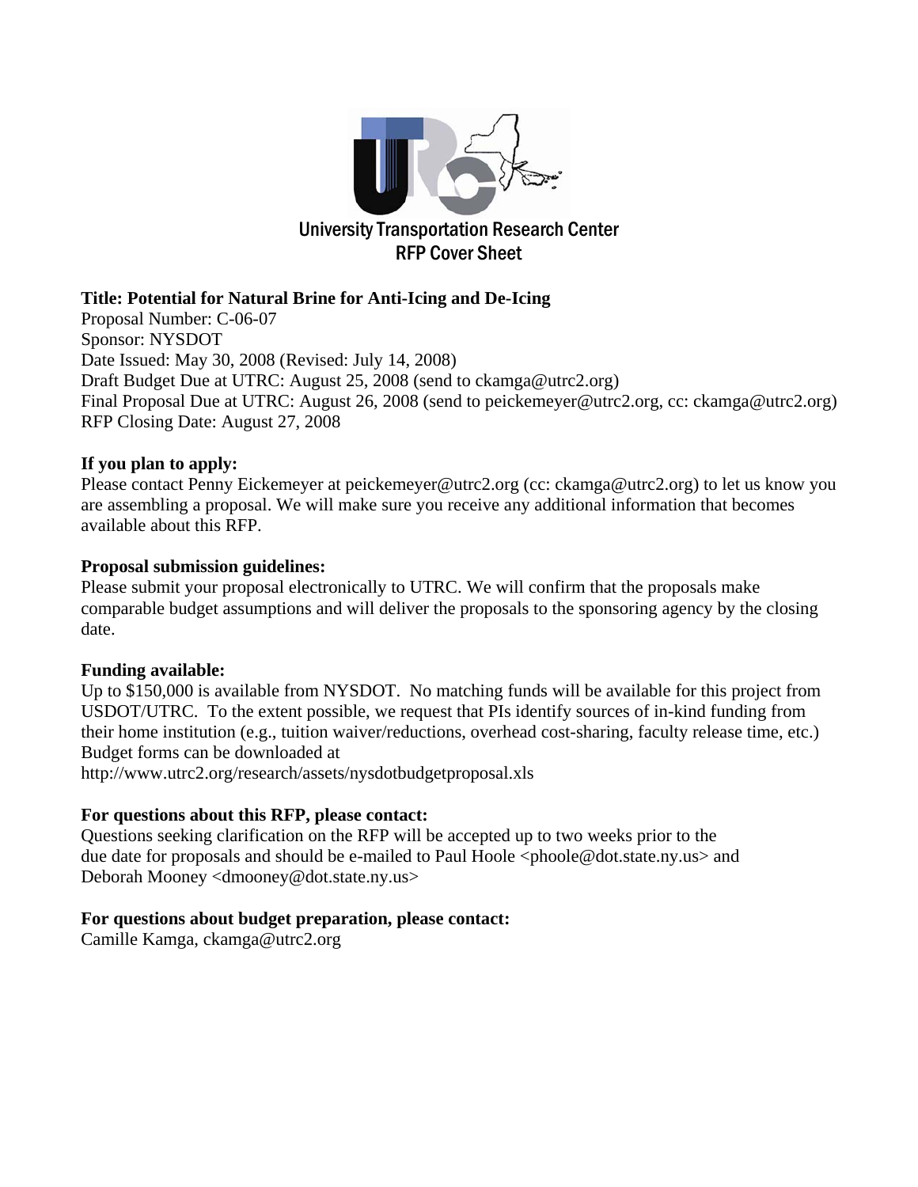# University Transportation Research Center
## RFP Cover Sheet

**Title: Potential for Natural Brine for Anti-Icing and De-Icing**
Proposal Number: C-06-07
Sponsor: NYSDOT
Date Issued: May 30, 2008 (Revised: July 14, 2008)
Draft Budget Due at UTRC: August 25, 2008 (send to ckamga@utrc2.org)
Final Proposal Due at UTRC: August 26, 2008 (send to peickemeyer@utrc2.org, cc: ckamga@utrc2.org)
RFP Closing Date: August 27, 2008

**If you plan to apply:**
Please contact Penny Eickemeyer at peickemeyer@utrc2.org (cc: ckamga@utrc2.org) to let us know you are assembling a proposal. We will make sure you receive any additional information that becomes available about this RFP.

**Proposal submission guidelines:**
Please submit your proposal electronically to UTRC. We will confirm that the proposals make comparable budget assumptions and will deliver the proposals to the sponsoring agency by the closing date.

**Funding available:**
Up to $150,000 is available from NYSDOT. No matching funds will be available for this project from USDOT/UTRC. To the extent possible, we request that PIs identify sources of in-kind funding from their home institution (e.g., tuition waiver/reductions, overhead cost-sharing, faculty release time, etc.) Budget forms can be downloaded at
http://www.utrc2.org/research/assets/nysdotbudgetproposal.xls

**For questions about this RFP, please contact:**
Questions seeking clarification on the RFP will be accepted up to two weeks prior to the due date for proposals and should be e-mailed to Paul Hoole <phoole@dot.state.ny.us> and Deborah Mooney <dmooney@dot.state.ny.us>

**For questions about budget preparation, please contact:**
Camille Kamga, ckamga@utrc2.org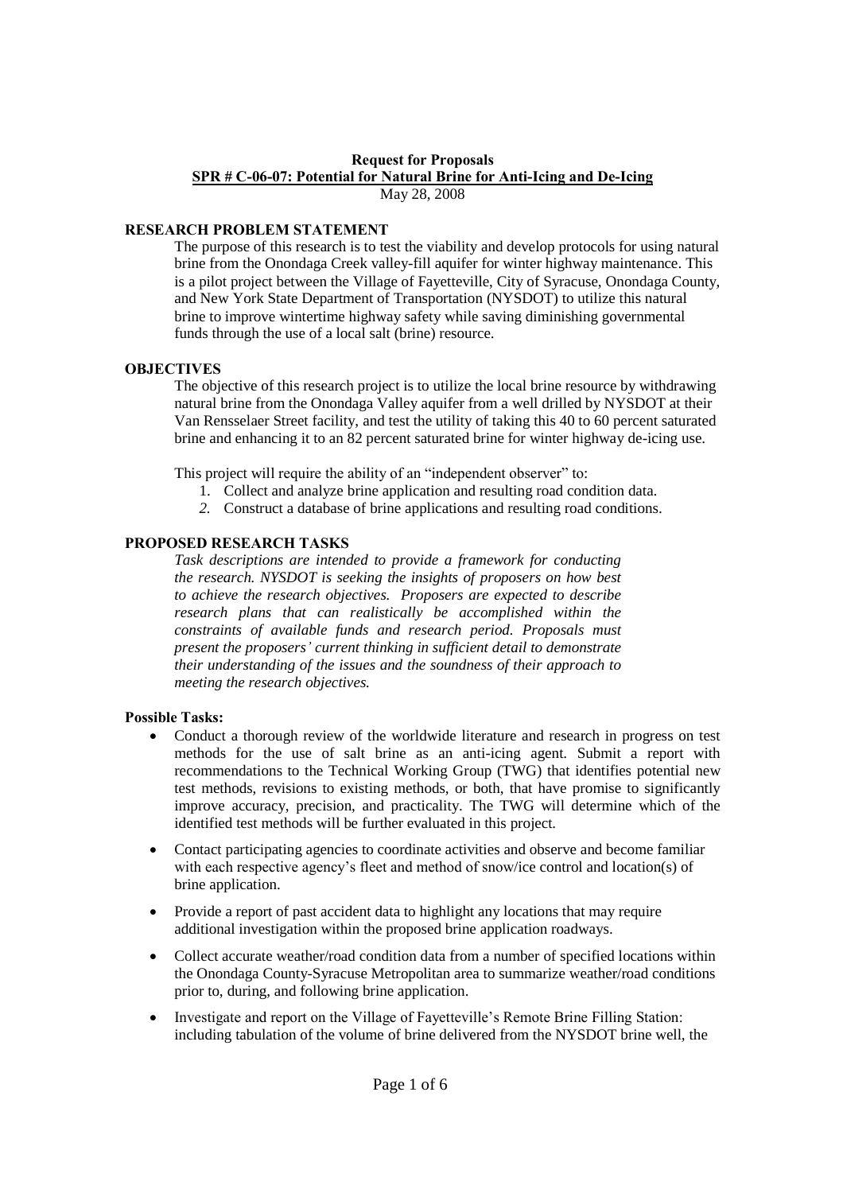**Request for Proposals**

**SPR # C-06-07: Potential for Natural Brine for Anti-Icing and De-Icing**

May 28, 2008

## RESEARCH PROBLEM STATEMENT

The purpose of this research is to test the viability and develop protocols for using natural brine from the Onondaga Creek valley-fill aquifer for winter highway maintenance. This is a pilot project between the Village of Fayetteville, City of Syracuse, Onondaga County, and New York State Department of Transportation (NYSDOT) to utilize this natural brine to improve wintertime highway safety while saving diminishing governmental funds through the use of a local salt (brine) resource.

## OBJECTIVES

The objective of this research project is to utilize the local brine resource by withdrawing natural brine from the Onondaga Valley aquifer from a well drilled by NYSDOT at their Van Rensselaer Street facility, and test the utility of taking this 40 to 60 percent saturated brine and enhancing it to an 82 percent saturated brine for winter highway de-icing use.

This project will require the ability of an "independent observer" to:

1. Collect and analyze brine application and resulting road condition data.
2. Construct a database of brine applications and resulting road conditions.

## PROPOSED RESEARCH TASKS

*Task descriptions are intended to provide a framework for conducting the research. NYSDOT is seeking the insights of proposers on how best to achieve the research objectives. Proposers are expected to describe research plans that can realistically be accomplished within the constraints of available funds and research period. Proposals must present the proposers' current thinking in sufficient detail to demonstrate their understanding of the issues and the soundness of their approach to meeting the research objectives.*

### Possible Tasks:

- Conduct a thorough review of the worldwide literature and research in progress on test methods for the use of salt brine as an anti-icing agent. Submit a report with recommendations to the Technical Working Group (TWG) that identifies potential new test methods, revisions to existing methods, or both, that have promise to significantly improve accuracy, precision, and practicality. The TWG will determine which of the identified test methods will be further evaluated in this project.
- Contact participating agencies to coordinate activities and observe and become familiar with each respective agency's fleet and method of snow/ice control and location(s) of brine application.
- Provide a report of past accident data to highlight any locations that may require additional investigation within the proposed brine application roadways.
- Collect accurate weather/road condition data from a number of specified locations within the Onondaga County-Syracuse Metropolitan area to summarize weather/road conditions prior to, during, and following brine application.
- Investigate and report on the Village of Fayetteville's Remote Brine Filling Station: including tabulation of the volume of brine delivered from the NYSDOT brine well, the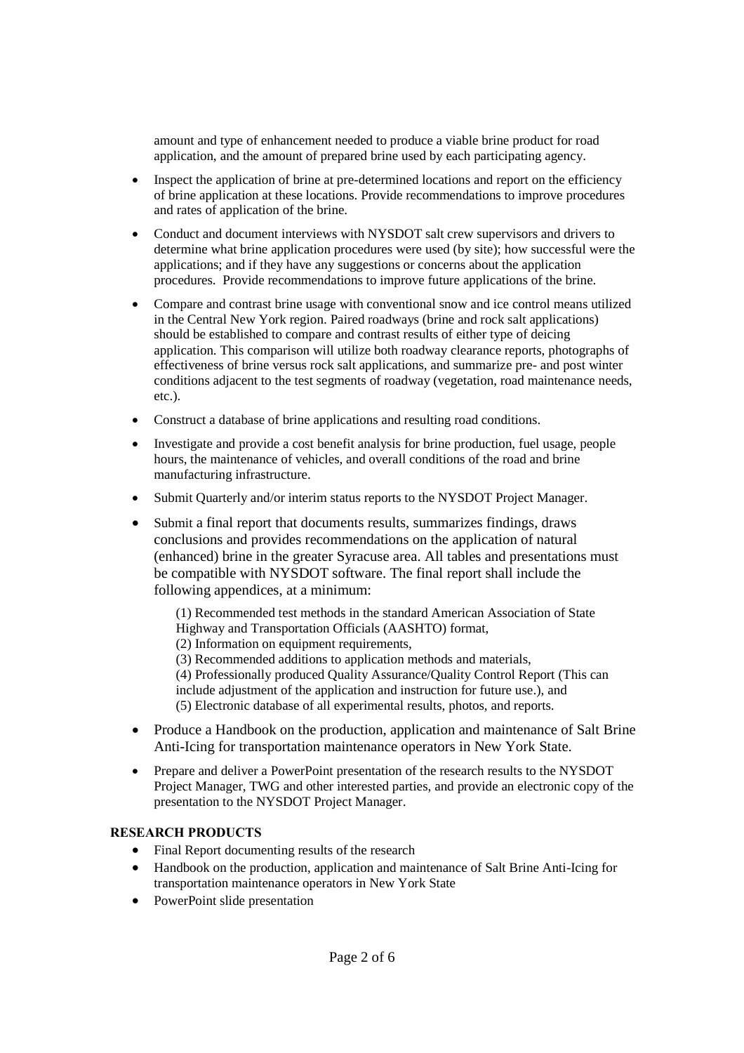amount and type of enhancement needed to produce a viable brine product for road application, and the amount of prepared brine used by each participating agency.

- Inspect the application of brine at pre-determined locations and report on the efficiency of brine application at these locations. Provide recommendations to improve procedures and rates of application of the brine.
- Conduct and document interviews with NYSDOT salt crew supervisors and drivers to determine what brine application procedures were used (by site); how successful were the applications; and if they have any suggestions or concerns about the application procedures. Provide recommendations to improve future applications of the brine.
- Compare and contrast brine usage with conventional snow and ice control means utilized in the Central New York region. Paired roadways (brine and rock salt applications) should be established to compare and contrast results of either type of deicing application. This comparison will utilize both roadway clearance reports, photographs of effectiveness of brine versus rock salt applications, and summarize pre- and post winter conditions adjacent to the test segments of roadway (vegetation, road maintenance needs, etc.).
- Construct a database of brine applications and resulting road conditions.
- Investigate and provide a cost benefit analysis for brine production, fuel usage, people hours, the maintenance of vehicles, and overall conditions of the road and brine manufacturing infrastructure.
- Submit Quarterly and/or interim status reports to the NYSDOT Project Manager.
- Submit a final report that documents results, summarizes findings, draws conclusions and provides recommendations on the application of natural (enhanced) brine in the greater Syracuse area. All tables and presentations must be compatible with NYSDOT software. The final report shall include the following appendices, at a minimum:

  (1) Recommended test methods in the standard American Association of State Highway and Transportation Officials (AASHTO) format,
  (2) Information on equipment requirements,
  (3) Recommended additions to application methods and materials,
  (4) Professionally produced Quality Assurance/Quality Control Report (This can include adjustment of the application and instruction for future use.), and
  (5) Electronic database of all experimental results, photos, and reports.

- Produce a Handbook on the production, application and maintenance of Salt Brine Anti-Icing for transportation maintenance operators in New York State.
- Prepare and deliver a PowerPoint presentation of the research results to the NYSDOT Project Manager, TWG and other interested parties, and provide an electronic copy of the presentation to the NYSDOT Project Manager.

**RESEARCH PRODUCTS**

- Final Report documenting results of the research
- Handbook on the production, application and maintenance of Salt Brine Anti-Icing for transportation maintenance operators in New York State
- PowerPoint slide presentation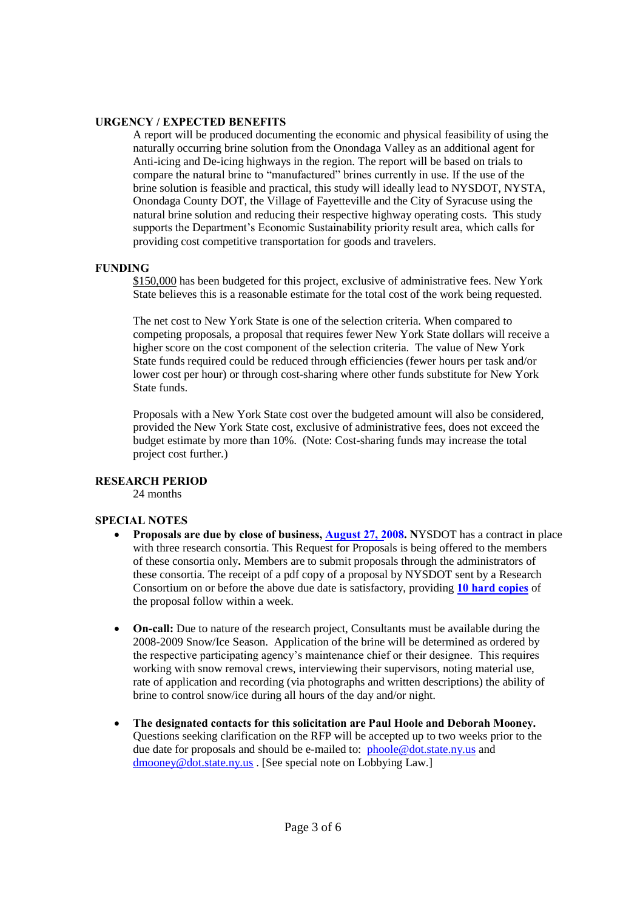**URGENCY / EXPECTED BENEFITS**

A report will be produced documenting the economic and physical feasibility of using the naturally occurring brine solution from the Onondaga Valley as an additional agent for Anti-icing and De-icing highways in the region. The report will be based on trials to compare the natural brine to "manufactured" brines currently in use. If the use of the brine solution is feasible and practical, this study will ideally lead to NYSDOT, NYSTA, Onondaga County DOT, the Village of Fayetteville and the City of Syracuse using the natural brine solution and reducing their respective highway operating costs. This study supports the Department's Economic Sustainability priority result area, which calls for providing cost competitive transportation for goods and travelers.

**FUNDING**

$150,000 has been budgeted for this project, exclusive of administrative fees. New York State believes this is a reasonable estimate for the total cost of the work being requested.

The net cost to New York State is one of the selection criteria. When compared to competing proposals, a proposal that requires fewer New York State dollars will receive a higher score on the cost component of the selection criteria. The value of New York State funds required could be reduced through efficiencies (fewer hours per task and/or lower cost per hour) or through cost-sharing where other funds substitute for New York State funds.

Proposals with a New York State cost over the budgeted amount will also be considered, provided the New York State cost, exclusive of administrative fees, does not exceed the budget estimate by more than 10%. (Note: Cost-sharing funds may increase the total project cost further.)

**RESEARCH PERIOD**

24 months

**SPECIAL NOTES**

- **Proposals are due by close of business, August 27, 2008. N**YSDOT has a contract in place with three research consortia. This Request for Proposals is being offered to the members of these consortia only**.** Members are to submit proposals through the administrators of these consortia. The receipt of a pdf copy of a proposal by NYSDOT sent by a Research Consortium on or before the above due date is satisfactory, providing **10 hard copies** of the proposal follow within a week.

- **On-call:** Due to nature of the research project, Consultants must be available during the 2008-2009 Snow/Ice Season. Application of the brine will be determined as ordered by the respective participating agency's maintenance chief or their designee. This requires working with snow removal crews, interviewing their supervisors, noting material use, rate of application and recording (via photographs and written descriptions) the ability of brine to control snow/ice during all hours of the day and/or night.

- **The designated contacts for this solicitation are Paul Hoole and Deborah Mooney.** Questions seeking clarification on the RFP will be accepted up to two weeks prior to the due date for proposals and should be e-mailed to: phoole@dot.state.ny.us and dmooney@dot.state.ny.us . [See special note on Lobbying Law.]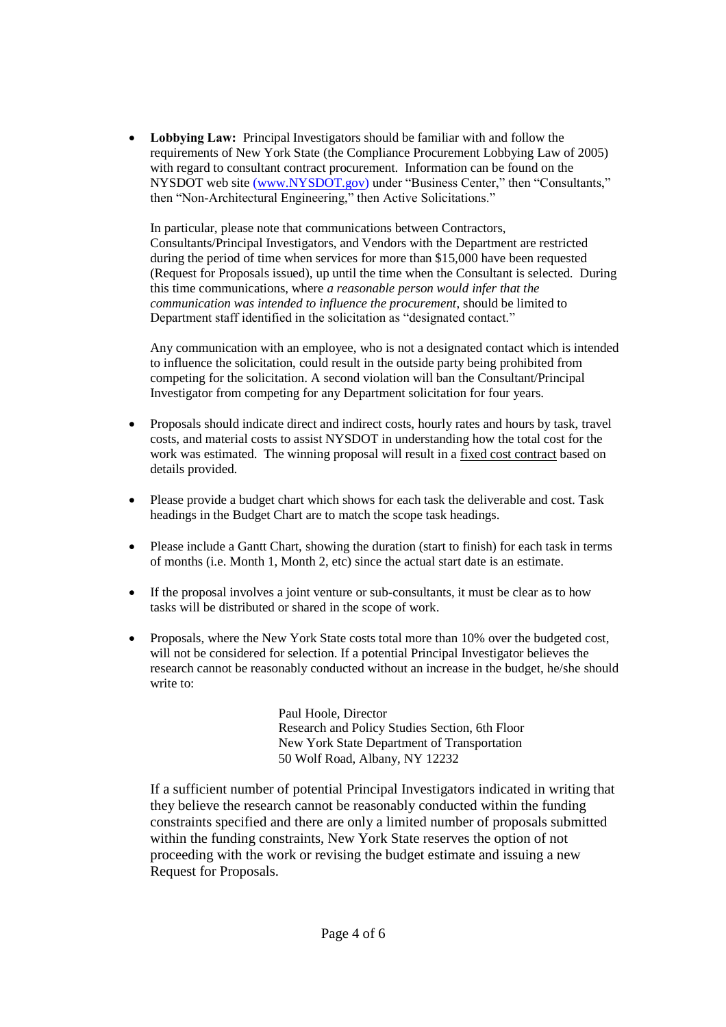- **Lobbying Law:** Principal Investigators should be familiar with and follow the requirements of New York State (the Compliance Procurement Lobbying Law of 2005) with regard to consultant contract procurement. Information can be found on the NYSDOT web site (www.NYSDOT.gov) under "Business Center," then "Consultants," then "Non-Architectural Engineering," then Active Solicitations."

  In particular, please note that communications between Contractors, Consultants/Principal Investigators, and Vendors with the Department are restricted during the period of time when services for more than $15,000 have been requested (Request for Proposals issued), up until the time when the Consultant is selected. During this time communications, where *a reasonable person would infer that the communication was intended to influence the procurement*, should be limited to Department staff identified in the solicitation as "designated contact."

  Any communication with an employee, who is not a designated contact which is intended to influence the solicitation, could result in the outside party being prohibited from competing for the solicitation. A second violation will ban the Consultant/Principal Investigator from competing for any Department solicitation for four years.

- Proposals should indicate direct and indirect costs, hourly rates and hours by task, travel costs, and material costs to assist NYSDOT in understanding how the total cost for the work was estimated. The winning proposal will result in a <u>fixed cost contract</u> based on details provided.

- Please provide a budget chart which shows for each task the deliverable and cost. Task headings in the Budget Chart are to match the scope task headings.

- Please include a Gantt Chart, showing the duration (start to finish) for each task in terms of months (i.e. Month 1, Month 2, etc) since the actual start date is an estimate.

- If the proposal involves a joint venture or sub-consultants, it must be clear as to how tasks will be distributed or shared in the scope of work.

- Proposals, where the New York State costs total more than 10% over the budgeted cost, will not be considered for selection. If a potential Principal Investigator believes the research cannot be reasonably conducted without an increase in the budget, he/she should write to:

  Paul Hoole, Director  
  Research and Policy Studies Section, 6th Floor  
  New York State Department of Transportation  
  50 Wolf Road, Albany, NY 12232

  If a sufficient number of potential Principal Investigators indicated in writing that they believe the research cannot be reasonably conducted within the funding constraints specified and there are only a limited number of proposals submitted within the funding constraints, New York State reserves the option of not proceeding with the work or revising the budget estimate and issuing a new Request for Proposals.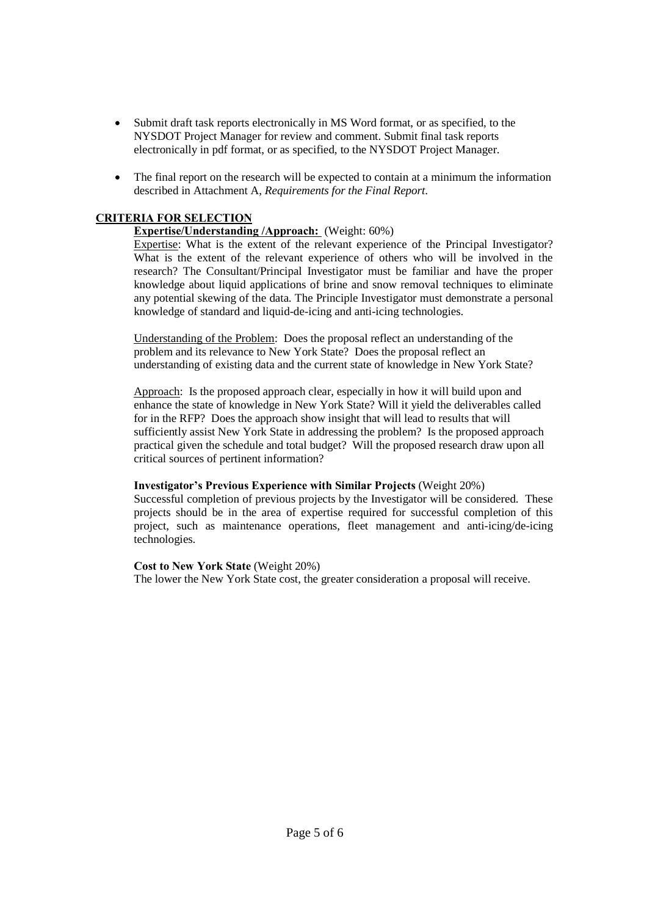- Submit draft task reports electronically in MS Word format, or as specified, to the NYSDOT Project Manager for review and comment. Submit final task reports electronically in pdf format, or as specified, to the NYSDOT Project Manager.

- The final report on the research will be expected to contain at a minimum the information described in Attachment A, *Requirements for the Final Report*.

## CRITERIA FOR SELECTION

**Expertise/Understanding /Approach:** (Weight: 60%)

Expertise: What is the extent of the relevant experience of the Principal Investigator? What is the extent of the relevant experience of others who will be involved in the research? The Consultant/Principal Investigator must be familiar and have the proper knowledge about liquid applications of brine and snow removal techniques to eliminate any potential skewing of the data. The Principle Investigator must demonstrate a personal knowledge of standard and liquid-de-icing and anti-icing technologies.

Understanding of the Problem: Does the proposal reflect an understanding of the problem and its relevance to New York State? Does the proposal reflect an understanding of existing data and the current state of knowledge in New York State?

Approach: Is the proposed approach clear, especially in how it will build upon and enhance the state of knowledge in New York State? Will it yield the deliverables called for in the RFP? Does the approach show insight that will lead to results that will sufficiently assist New York State in addressing the problem? Is the proposed approach practical given the schedule and total budget? Will the proposed research draw upon all critical sources of pertinent information?

**Investigator's Previous Experience with Similar Projects** (Weight 20%)

Successful completion of previous projects by the Investigator will be considered. These projects should be in the area of expertise required for successful completion of this project, such as maintenance operations, fleet management and anti-icing/de-icing technologies.

**Cost to New York State** (Weight 20%)

The lower the New York State cost, the greater consideration a proposal will receive.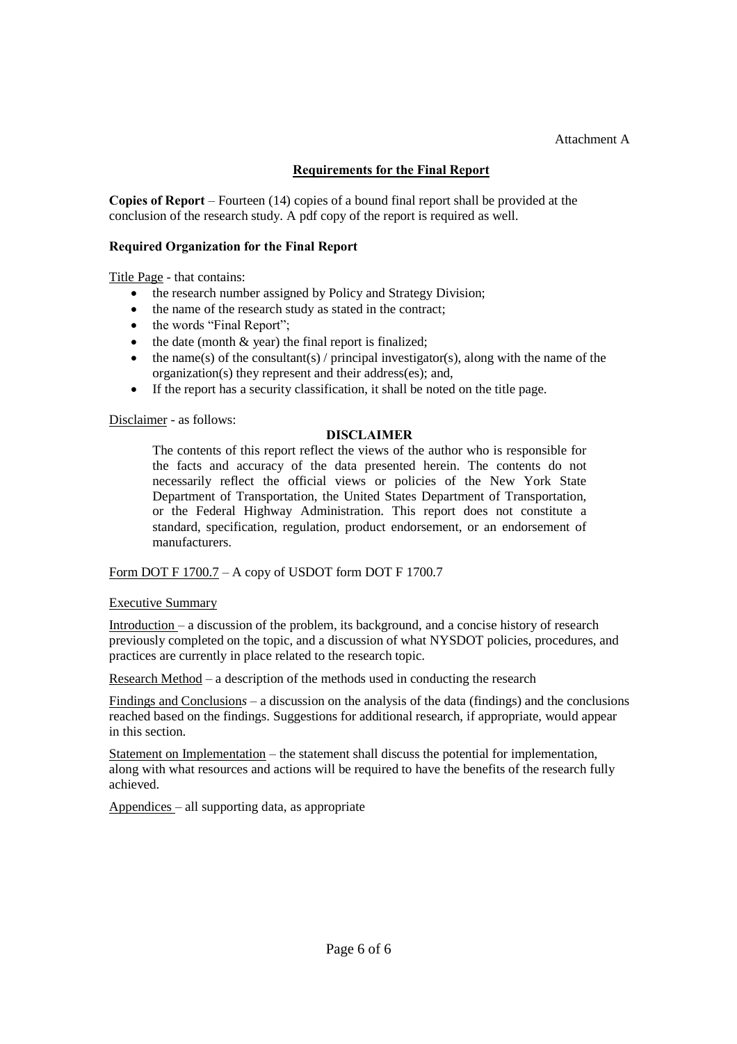Attachment A

## Requirements for the Final Report

**Copies of Report** – Fourteen (14) copies of a bound final report shall be provided at the conclusion of the research study. A pdf copy of the report is required as well.

### Required Organization for the Final Report

Title Page - that contains:

- the research number assigned by Policy and Strategy Division;
- the name of the research study as stated in the contract;
- the words "Final Report";
- the date (month & year) the final report is finalized;
- the name(s) of the consultant(s) / principal investigator(s), along with the name of the organization(s) they represent and their address(es); and,
- If the report has a security classification, it shall be noted on the title page.

Disclaimer - as follows:

> **DISCLAIMER**
>
> The contents of this report reflect the views of the author who is responsible for the facts and accuracy of the data presented herein. The contents do not necessarily reflect the official views or policies of the New York State Department of Transportation, the United States Department of Transportation, or the Federal Highway Administration. This report does not constitute a standard, specification, regulation, product endorsement, or an endorsement of manufacturers.

Form DOT F 1700.7 – A copy of USDOT form DOT F 1700.7

Executive Summary

Introduction – a discussion of the problem, its background, and a concise history of research previously completed on the topic, and a discussion of what NYSDOT policies, procedures, and practices are currently in place related to the research topic.

Research Method – a description of the methods used in conducting the research

Findings and Conclusions – a discussion on the analysis of the data (findings) and the conclusions reached based on the findings. Suggestions for additional research, if appropriate, would appear in this section.

Statement on Implementation – the statement shall discuss the potential for implementation, along with what resources and actions will be required to have the benefits of the research fully achieved.

Appendices – all supporting data, as appropriate